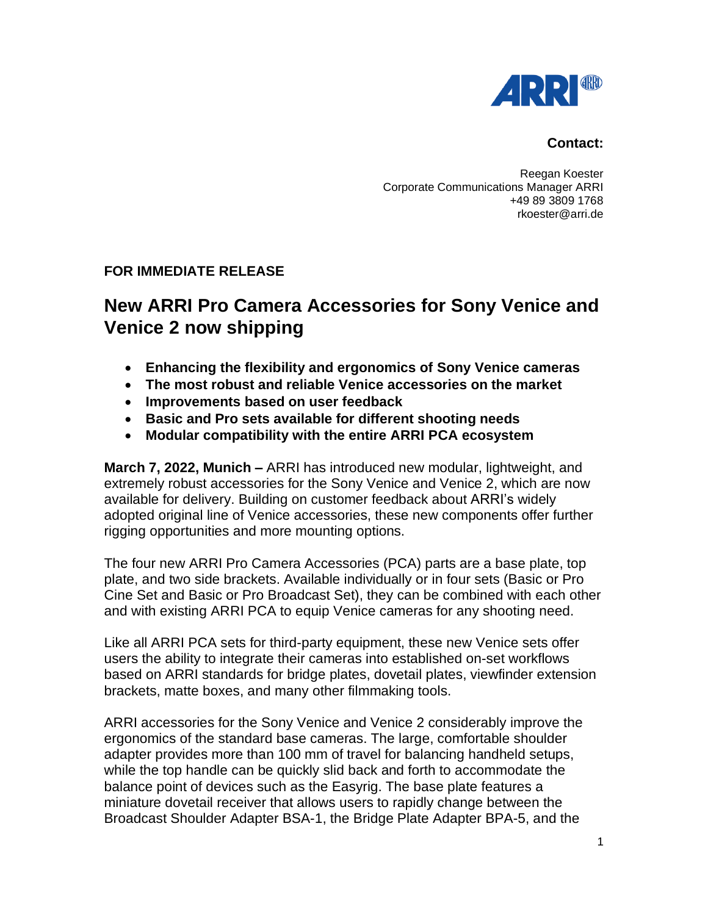**Contact:**

Reegan Koester
Corporate Communications Manager ARRI
+49 89 3809 1768
rkoester@arri.de

**FOR IMMEDIATE RELEASE**

# New ARRI Pro Camera Accessories for Sony Venice and Venice 2 now shipping

- **Enhancing the flexibility and ergonomics of Sony Venice cameras**
- **The most robust and reliable Venice accessories on the market**
- **Improvements based on user feedback**
- **Basic and Pro sets available for different shooting needs**
- **Modular compatibility with the entire ARRI PCA ecosystem**

**March 7, 2022, Munich –** ARRI has introduced new modular, lightweight, and extremely robust accessories for the Sony Venice and Venice 2, which are now available for delivery. Building on customer feedback about ARRI's widely adopted original line of Venice accessories, these new components offer further rigging opportunities and more mounting options.

The four new ARRI Pro Camera Accessories (PCA) parts are a base plate, top plate, and two side brackets. Available individually or in four sets (Basic or Pro Cine Set and Basic or Pro Broadcast Set), they can be combined with each other and with existing ARRI PCA to equip Venice cameras for any shooting need.

Like all ARRI PCA sets for third-party equipment, these new Venice sets offer users the ability to integrate their cameras into established on-set workflows based on ARRI standards for bridge plates, dovetail plates, viewfinder extension brackets, matte boxes, and many other filmmaking tools.

ARRI accessories for the Sony Venice and Venice 2 considerably improve the ergonomics of the standard base cameras. The large, comfortable shoulder adapter provides more than 100 mm of travel for balancing handheld setups, while the top handle can be quickly slid back and forth to accommodate the balance point of devices such as the Easyrig. The base plate features a miniature dovetail receiver that allows users to rapidly change between the Broadcast Shoulder Adapter BSA-1, the Bridge Plate Adapter BPA-5, and the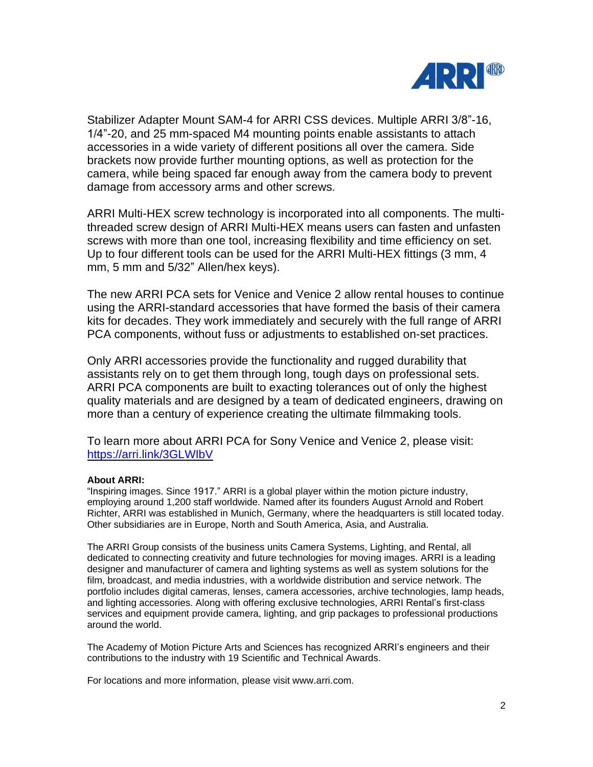Stabilizer Adapter Mount SAM-4 for ARRI CSS devices. Multiple ARRI 3/8"-16, 1/4"-20, and 25 mm-spaced M4 mounting points enable assistants to attach accessories in a wide variety of different positions all over the camera. Side brackets now provide further mounting options, as well as protection for the camera, while being spaced far enough away from the camera body to prevent damage from accessory arms and other screws.

ARRI Multi-HEX screw technology is incorporated into all components. The multi-threaded screw design of ARRI Multi-HEX means users can fasten and unfasten screws with more than one tool, increasing flexibility and time efficiency on set. Up to four different tools can be used for the ARRI Multi-HEX fittings (3 mm, 4 mm, 5 mm and 5/32" Allen/hex keys).

The new ARRI PCA sets for Venice and Venice 2 allow rental houses to continue using the ARRI-standard accessories that have formed the basis of their camera kits for decades. They work immediately and securely with the full range of ARRI PCA components, without fuss or adjustments to established on-set practices.

Only ARRI accessories provide the functionality and rugged durability that assistants rely on to get them through long, tough days on professional sets. ARRI PCA components are built to exacting tolerances out of only the highest quality materials and are designed by a team of dedicated engineers, drawing on more than a century of experience creating the ultimate filmmaking tools.

To learn more about ARRI PCA for Sony Venice and Venice 2, please visit: https://arri.link/3GLWIbV

**About ARRI:**

"Inspiring images. Since 1917." ARRI is a global player within the motion picture industry, employing around 1,200 staff worldwide. Named after its founders August Arnold and Robert Richter, ARRI was established in Munich, Germany, where the headquarters is still located today. Other subsidiaries are in Europe, North and South America, Asia, and Australia.

The ARRI Group consists of the business units Camera Systems, Lighting, and Rental, all dedicated to connecting creativity and future technologies for moving images. ARRI is a leading designer and manufacturer of camera and lighting systems as well as system solutions for the film, broadcast, and media industries, with a worldwide distribution and service network. The portfolio includes digital cameras, lenses, camera accessories, archive technologies, lamp heads, and lighting accessories. Along with offering exclusive technologies, ARRI Rental's first-class services and equipment provide camera, lighting, and grip packages to professional productions around the world.

The Academy of Motion Picture Arts and Sciences has recognized ARRI's engineers and their contributions to the industry with 19 Scientific and Technical Awards.

For locations and more information, please visit www.arri.com.